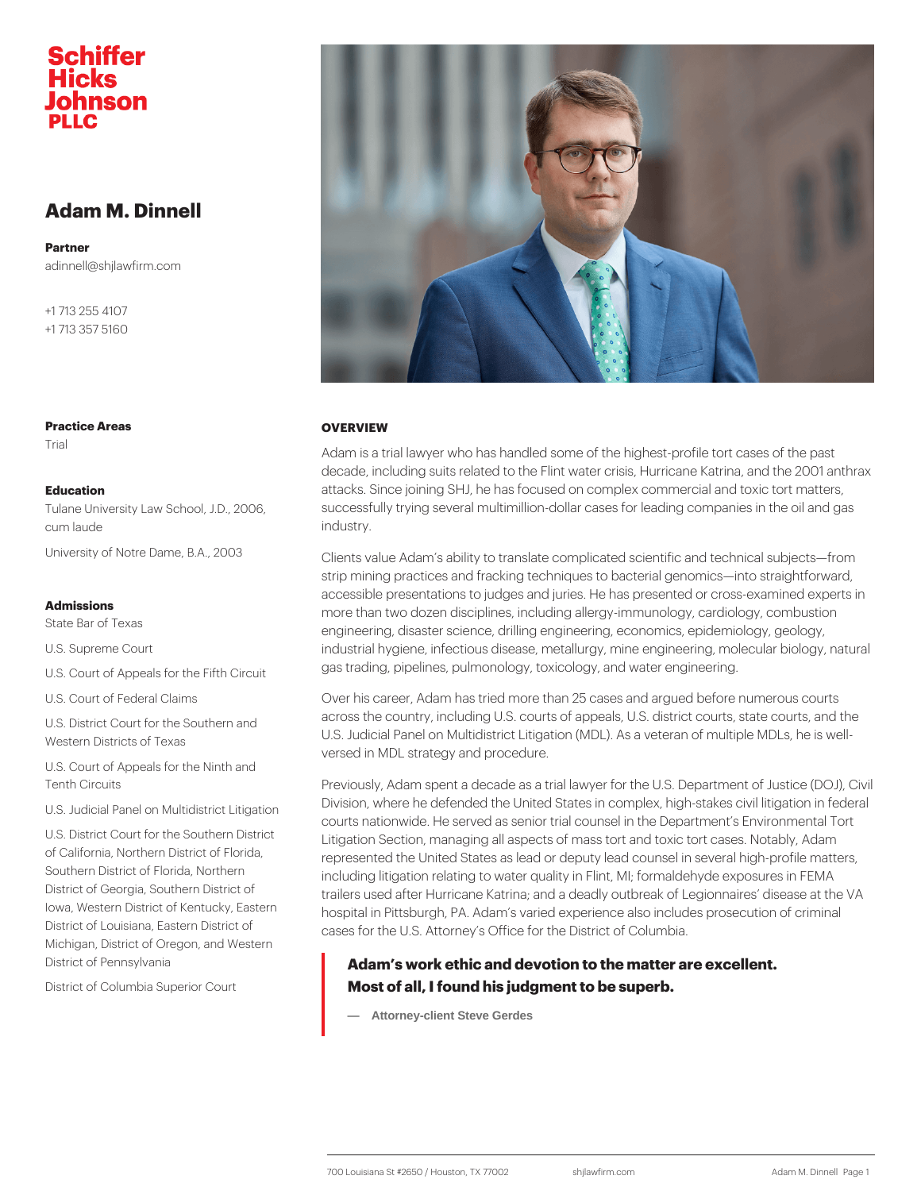**Schiffer Hicks Johnson PLLC**

# Adam M. Dinnell

**Partner**
adinnell@shjlawfirm.com

+1 713 255 4107
+1 713 357 5160

**Practice Areas**

Trial

**Education**

Tulane University Law School, J.D., 2006, cum laude

University of Notre Dame, B.A., 2003

**Admissions**

State Bar of Texas

U.S. Supreme Court

U.S. Court of Appeals for the Fifth Circuit

U.S. Court of Federal Claims

U.S. District Court for the Southern and Western Districts of Texas

U.S. Court of Appeals for the Ninth and Tenth Circuits

U.S. Judicial Panel on Multidistrict Litigation

U.S. District Court for the Southern District of California, Northern District of Florida, Southern District of Florida, Northern District of Georgia, Southern District of Iowa, Western District of Kentucky, Eastern District of Louisiana, Eastern District of Michigan, District of Oregon, and Western District of Pennsylvania

District of Columbia Superior Court

## OVERVIEW

Adam is a trial lawyer who has handled some of the highest-profile tort cases of the past decade, including suits related to the Flint water crisis, Hurricane Katrina, and the 2001 anthrax attacks. Since joining SHJ, he has focused on complex commercial and toxic tort matters, successfully trying several multimillion-dollar cases for leading companies in the oil and gas industry.

Clients value Adam's ability to translate complicated scientific and technical subjects—from strip mining practices and fracking techniques to bacterial genomics—into straightforward, accessible presentations to judges and juries. He has presented or cross-examined experts in more than two dozen disciplines, including allergy-immunology, cardiology, combustion engineering, disaster science, drilling engineering, economics, epidemiology, geology, industrial hygiene, infectious disease, metallurgy, mine engineering, molecular biology, natural gas trading, pipelines, pulmonology, toxicology, and water engineering.

Over his career, Adam has tried more than 25 cases and argued before numerous courts across the country, including U.S. courts of appeals, U.S. district courts, state courts, and the U.S. Judicial Panel on Multidistrict Litigation (MDL). As a veteran of multiple MDLs, he is well-versed in MDL strategy and procedure.

Previously, Adam spent a decade as a trial lawyer for the U.S. Department of Justice (DOJ), Civil Division, where he defended the United States in complex, high-stakes civil litigation in federal courts nationwide. He served as senior trial counsel in the Department's Environmental Tort Litigation Section, managing all aspects of mass tort and toxic tort cases. Notably, Adam represented the United States as lead or deputy lead counsel in several high-profile matters, including litigation relating to water quality in Flint, MI; formaldehyde exposures in FEMA trailers used after Hurricane Katrina; and a deadly outbreak of Legionnaires' disease at the VA hospital in Pittsburgh, PA. Adam's varied experience also includes prosecution of criminal cases for the U.S. Attorney's Office for the District of Columbia.

> **Adam's work ethic and devotion to the matter are excellent. Most of all, I found his judgment to be superb.**
>
> — Attorney-client Steve Gerdes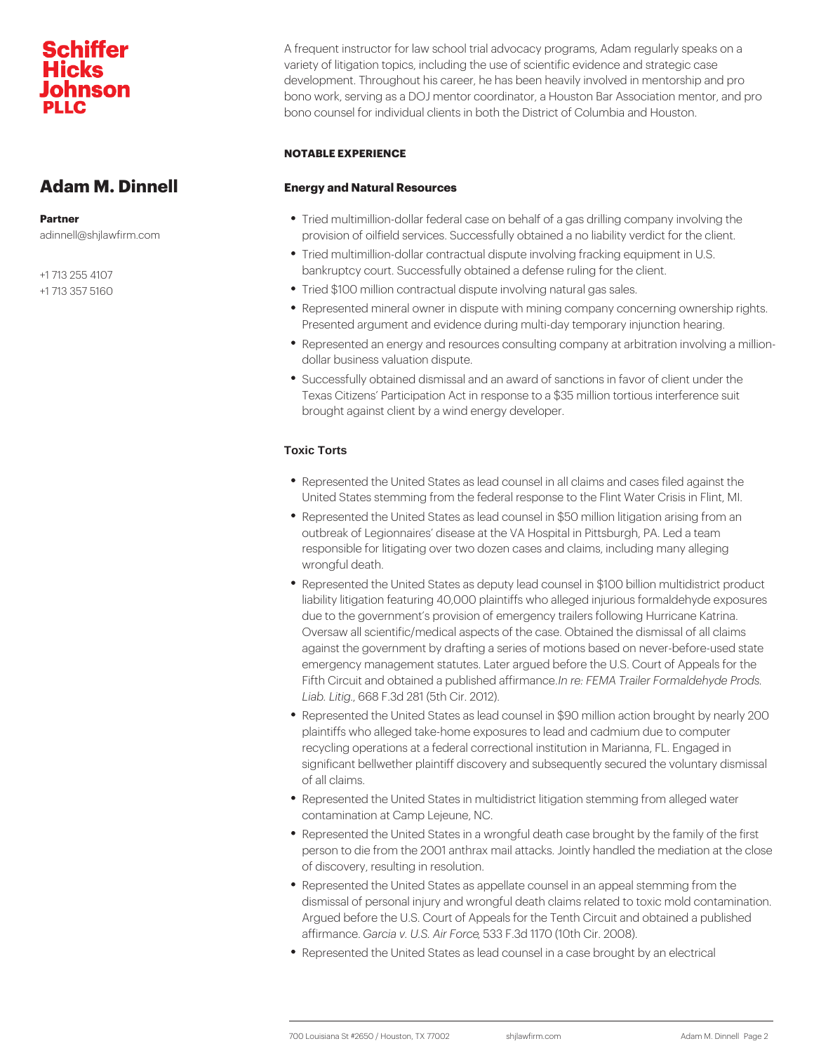Schiffer Hicks Johnson PLLC

## Adam M. Dinnell

**Partner**
adinnell@shjlawfirm.com

+1 713 255 4107
+1 713 357 5160

A frequent instructor for law school trial advocacy programs, Adam regularly speaks on a variety of litigation topics, including the use of scientific evidence and strategic case development. Throughout his career, he has been heavily involved in mentorship and pro bono work, serving as a DOJ mentor coordinator, a Houston Bar Association mentor, and pro bono counsel for individual clients in both the District of Columbia and Houston.

**NOTABLE EXPERIENCE**

### Energy and Natural Resources

- Tried multimillion-dollar federal case on behalf of a gas drilling company involving the provision of oilfield services. Successfully obtained a no liability verdict for the client.
- Tried multimillion-dollar contractual dispute involving fracking equipment in U.S. bankruptcy court. Successfully obtained a defense ruling for the client.
- Tried $100 million contractual dispute involving natural gas sales.
- Represented mineral owner in dispute with mining company concerning ownership rights. Presented argument and evidence during multi-day temporary injunction hearing.
- Represented an energy and resources consulting company at arbitration involving a million-dollar business valuation dispute.
- Successfully obtained dismissal and an award of sanctions in favor of client under the Texas Citizens' Participation Act in response to a $35 million tortious interference suit brought against client by a wind energy developer.

### Toxic Torts

- Represented the United States as lead counsel in all claims and cases filed against the United States stemming from the federal response to the Flint Water Crisis in Flint, MI.
- Represented the United States as lead counsel in $50 million litigation arising from an outbreak of Legionnaires' disease at the VA Hospital in Pittsburgh, PA. Led a team responsible for litigating over two dozen cases and claims, including many alleging wrongful death.
- Represented the United States as deputy lead counsel in $100 billion multidistrict product liability litigation featuring 40,000 plaintiffs who alleged injurious formaldehyde exposures due to the government's provision of emergency trailers following Hurricane Katrina. Oversaw all scientific/medical aspects of the case. Obtained the dismissal of all claims against the government by drafting a series of motions based on never-before-used state emergency management statutes. Later argued before the U.S. Court of Appeals for the Fifth Circuit and obtained a published affirmance. *In re: FEMA Trailer Formaldehyde Prods. Liab. Litig.*, 668 F.3d 281 (5th Cir. 2012).
- Represented the United States as lead counsel in $90 million action brought by nearly 200 plaintiffs who alleged take-home exposures to lead and cadmium due to computer recycling operations at a federal correctional institution in Marianna, FL. Engaged in significant bellwether plaintiff discovery and subsequently secured the voluntary dismissal of all claims.
- Represented the United States in multidistrict litigation stemming from alleged water contamination at Camp Lejeune, NC.
- Represented the United States in a wrongful death case brought by the family of the first person to die from the 2001 anthrax mail attacks. Jointly handled the mediation at the close of discovery, resulting in resolution.
- Represented the United States as appellate counsel in an appeal stemming from the dismissal of personal injury and wrongful death claims related to toxic mold contamination. Argued before the U.S. Court of Appeals for the Tenth Circuit and obtained a published affirmance. *Garcia v. U.S. Air Force*, 533 F.3d 1170 (10th Cir. 2008).
- Represented the United States as lead counsel in a case brought by an electrical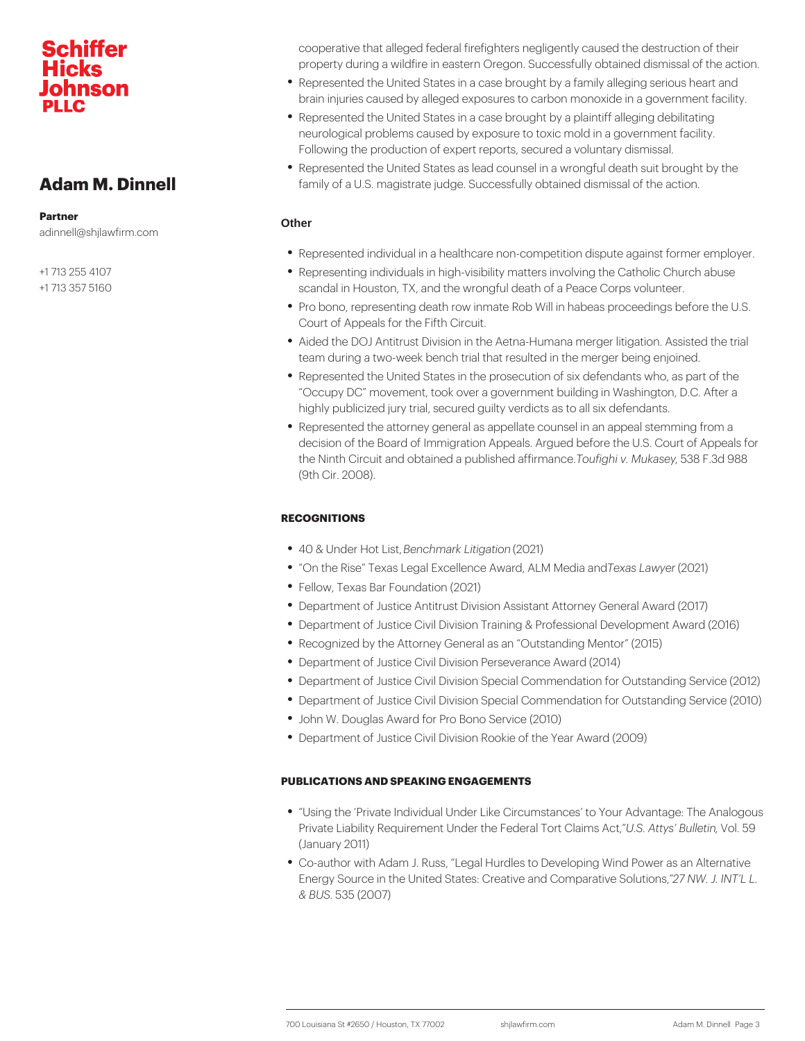# Adam M. Dinnell

**Partner**
adinnell@shjlawfirm.com

+1 713 255 4107
+1 713 357 5160

cooperative that alleged federal firefighters negligently caused the destruction of their property during a wildfire in eastern Oregon. Successfully obtained dismissal of the action.

- Represented the United States in a case brought by a family alleging serious heart and brain injuries caused by alleged exposures to carbon monoxide in a government facility.
- Represented the United States in a case brought by a plaintiff alleging debilitating neurological problems caused by exposure to toxic mold in a government facility. Following the production of expert reports, secured a voluntary dismissal.
- Represented the United States as lead counsel in a wrongful death suit brought by the family of a U.S. magistrate judge. Successfully obtained dismissal of the action.

### Other

- Represented individual in a healthcare non-competition dispute against former employer.
- Representing individuals in high-visibility matters involving the Catholic Church abuse scandal in Houston, TX, and the wrongful death of a Peace Corps volunteer.
- Pro bono, representing death row inmate Rob Will in habeas proceedings before the U.S. Court of Appeals for the Fifth Circuit.
- Aided the DOJ Antitrust Division in the Aetna-Humana merger litigation. Assisted the trial team during a two-week bench trial that resulted in the merger being enjoined.
- Represented the United States in the prosecution of six defendants who, as part of the "Occupy DC" movement, took over a government building in Washington, D.C. After a highly publicized jury trial, secured guilty verdicts as to all six defendants.
- Represented the attorney general as appellate counsel in an appeal stemming from a decision of the Board of Immigration Appeals. Argued before the U.S. Court of Appeals for the Ninth Circuit and obtained a published affirmance. *Toufighi v. Mukasey*, 538 F.3d 988 (9th Cir. 2008).

## RECOGNITIONS

- 40 & Under Hot List, *Benchmark Litigation* (2021)
- "On the Rise" Texas Legal Excellence Award, ALM Media and *Texas Lawyer* (2021)
- Fellow, Texas Bar Foundation (2021)
- Department of Justice Antitrust Division Assistant Attorney General Award (2017)
- Department of Justice Civil Division Training & Professional Development Award (2016)
- Recognized by the Attorney General as an "Outstanding Mentor" (2015)
- Department of Justice Civil Division Perseverance Award (2014)
- Department of Justice Civil Division Special Commendation for Outstanding Service (2012)
- Department of Justice Civil Division Special Commendation for Outstanding Service (2010)
- John W. Douglas Award for Pro Bono Service (2010)
- Department of Justice Civil Division Rookie of the Year Award (2009)

## PUBLICATIONS AND SPEAKING ENGAGEMENTS

- "Using the 'Private Individual Under Like Circumstances' to Your Advantage: The Analogous Private Liability Requirement Under the Federal Tort Claims Act," *U.S. Attys' Bulletin*, Vol. 59 (January 2011)
- Co-author with Adam J. Russ, "Legal Hurdles to Developing Wind Power as an Alternative Energy Source in the United States: Creative and Comparative Solutions," *27 NW. J. INT'L L. & BUS.* 535 (2007)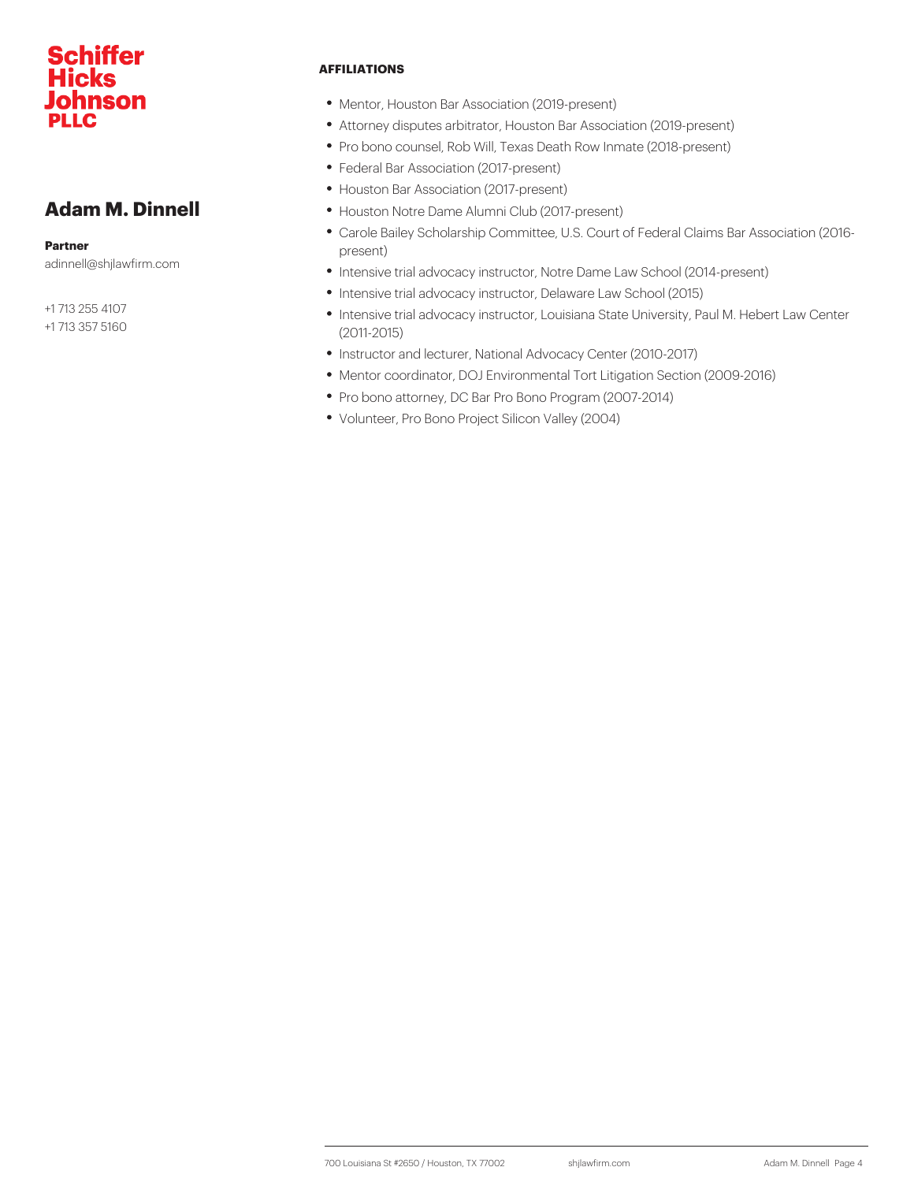Schiffer Hicks Johnson PLLC

## Adam M. Dinnell

**Partner**
adinnell@shjlawfirm.com

+1 713 255 4107
+1 713 357 5160

### AFFILIATIONS

- Mentor, Houston Bar Association (2019-present)
- Attorney disputes arbitrator, Houston Bar Association (2019-present)
- Pro bono counsel, Rob Will, Texas Death Row Inmate (2018-present)
- Federal Bar Association (2017-present)
- Houston Bar Association (2017-present)
- Houston Notre Dame Alumni Club (2017-present)
- Carole Bailey Scholarship Committee, U.S. Court of Federal Claims Bar Association (2016-present)
- Intensive trial advocacy instructor, Notre Dame Law School (2014-present)
- Intensive trial advocacy instructor, Delaware Law School (2015)
- Intensive trial advocacy instructor, Louisiana State University, Paul M. Hebert Law Center (2011-2015)
- Instructor and lecturer, National Advocacy Center (2010-2017)
- Mentor coordinator, DOJ Environmental Tort Litigation Section (2009-2016)
- Pro bono attorney, DC Bar Pro Bono Program (2007-2014)
- Volunteer, Pro Bono Project Silicon Valley (2004)